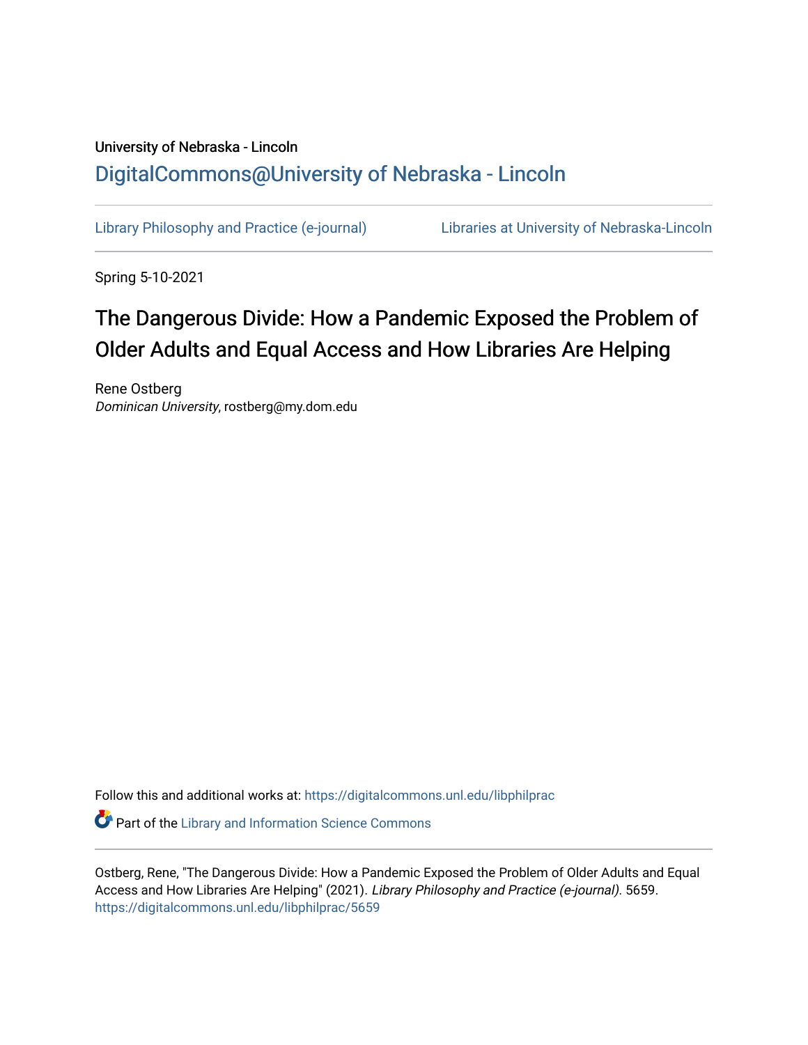University of Nebraska - Lincoln

DigitalCommons@University of Nebraska - Lincoln

Library Philosophy and Practice (e-journal)    Libraries at University of Nebraska-Lincoln

Spring 5-10-2021

# The Dangerous Divide: How a Pandemic Exposed the Problem of Older Adults and Equal Access and How Libraries Are Helping

Rene Ostberg
*Dominican University*, rostberg@my.dom.edu

Follow this and additional works at: https://digitalcommons.unl.edu/libphilprac

Part of the Library and Information Science Commons

Ostberg, Rene, "The Dangerous Divide: How a Pandemic Exposed the Problem of Older Adults and Equal Access and How Libraries Are Helping" (2021). *Library Philosophy and Practice (e-journal)*. 5659.
https://digitalcommons.unl.edu/libphilprac/5659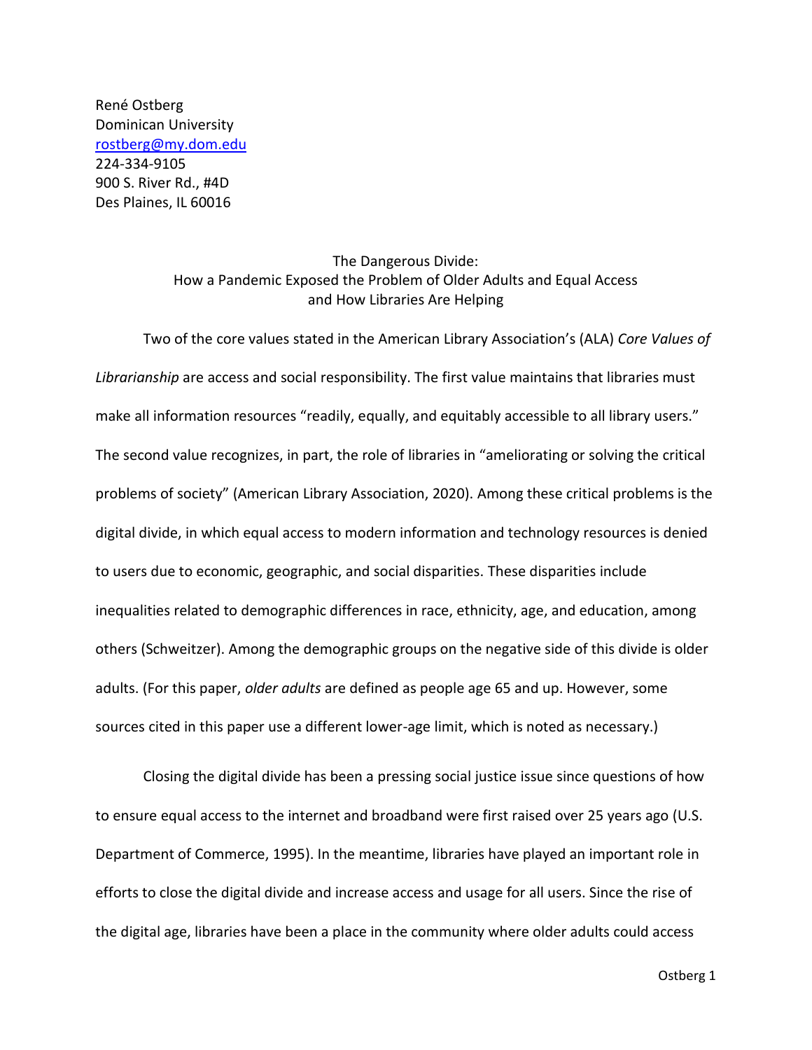René Ostberg
Dominican University
rostberg@my.dom.edu
224-334-9105
900 S. River Rd., #4D
Des Plaines, IL 60016

# The Dangerous Divide: How a Pandemic Exposed the Problem of Older Adults and Equal Access and How Libraries Are Helping

Two of the core values stated in the American Library Association's (ALA) *Core Values of Librarianship* are access and social responsibility. The first value maintains that libraries must make all information resources "readily, equally, and equitably accessible to all library users." The second value recognizes, in part, the role of libraries in "ameliorating or solving the critical problems of society" (American Library Association, 2020). Among these critical problems is the digital divide, in which equal access to modern information and technology resources is denied to users due to economic, geographic, and social disparities. These disparities include inequalities related to demographic differences in race, ethnicity, age, and education, among others (Schweitzer). Among the demographic groups on the negative side of this divide is older adults. (For this paper, *older adults* are defined as people age 65 and up. However, some sources cited in this paper use a different lower-age limit, which is noted as necessary.)

Closing the digital divide has been a pressing social justice issue since questions of how to ensure equal access to the internet and broadband were first raised over 25 years ago (U.S. Department of Commerce, 1995). In the meantime, libraries have played an important role in efforts to close the digital divide and increase access and usage for all users. Since the rise of the digital age, libraries have been a place in the community where older adults could access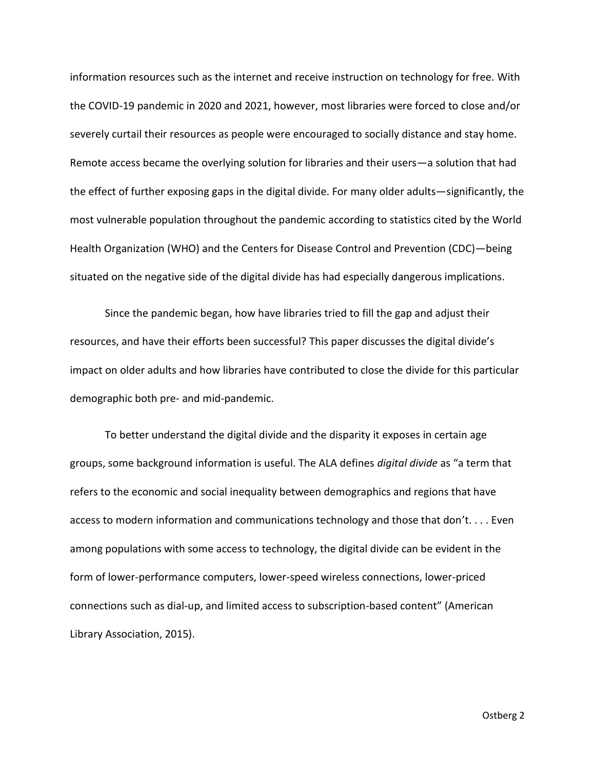information resources such as the internet and receive instruction on technology for free. With the COVID-19 pandemic in 2020 and 2021, however, most libraries were forced to close and/or severely curtail their resources as people were encouraged to socially distance and stay home. Remote access became the overlying solution for libraries and their users—a solution that had the effect of further exposing gaps in the digital divide. For many older adults—significantly, the most vulnerable population throughout the pandemic according to statistics cited by the World Health Organization (WHO) and the Centers for Disease Control and Prevention (CDC)—being situated on the negative side of the digital divide has had especially dangerous implications.

Since the pandemic began, how have libraries tried to fill the gap and adjust their resources, and have their efforts been successful? This paper discusses the digital divide's impact on older adults and how libraries have contributed to close the divide for this particular demographic both pre- and mid-pandemic.

To better understand the digital divide and the disparity it exposes in certain age groups, some background information is useful. The ALA defines *digital divide* as "a term that refers to the economic and social inequality between demographics and regions that have access to modern information and communications technology and those that don't. . . . Even among populations with some access to technology, the digital divide can be evident in the form of lower-performance computers, lower-speed wireless connections, lower-priced connections such as dial-up, and limited access to subscription-based content" (American Library Association, 2015).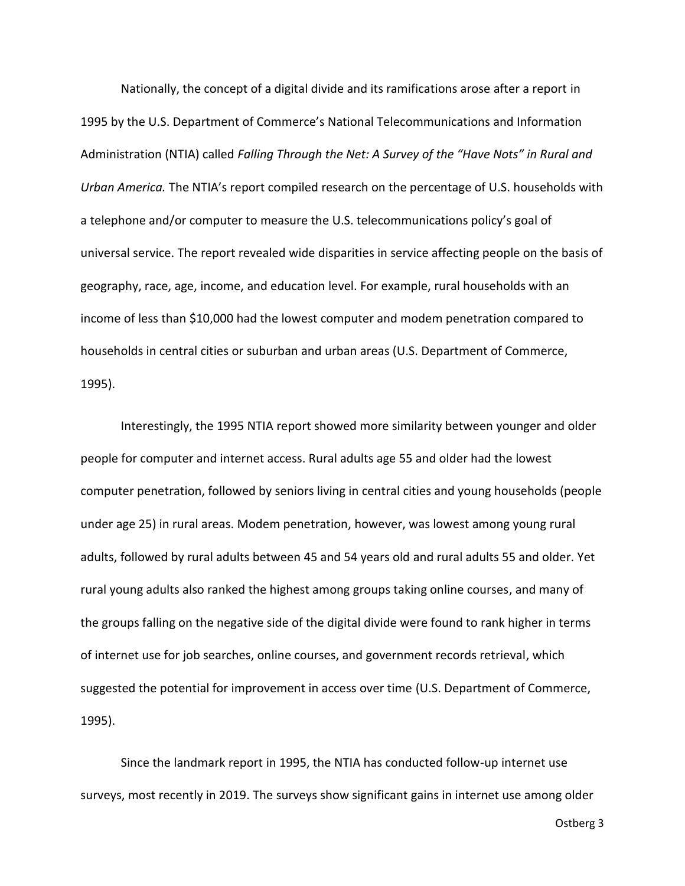Nationally, the concept of a digital divide and its ramifications arose after a report in 1995 by the U.S. Department of Commerce's National Telecommunications and Information Administration (NTIA) called *Falling Through the Net: A Survey of the "Have Nots" in Rural and Urban America.* The NTIA's report compiled research on the percentage of U.S. households with a telephone and/or computer to measure the U.S. telecommunications policy's goal of universal service. The report revealed wide disparities in service affecting people on the basis of geography, race, age, income, and education level. For example, rural households with an income of less than $10,000 had the lowest computer and modem penetration compared to households in central cities or suburban and urban areas (U.S. Department of Commerce, 1995).

Interestingly, the 1995 NTIA report showed more similarity between younger and older people for computer and internet access. Rural adults age 55 and older had the lowest computer penetration, followed by seniors living in central cities and young households (people under age 25) in rural areas. Modem penetration, however, was lowest among young rural adults, followed by rural adults between 45 and 54 years old and rural adults 55 and older. Yet rural young adults also ranked the highest among groups taking online courses, and many of the groups falling on the negative side of the digital divide were found to rank higher in terms of internet use for job searches, online courses, and government records retrieval, which suggested the potential for improvement in access over time (U.S. Department of Commerce, 1995).

Since the landmark report in 1995, the NTIA has conducted follow-up internet use surveys, most recently in 2019. The surveys show significant gains in internet use among older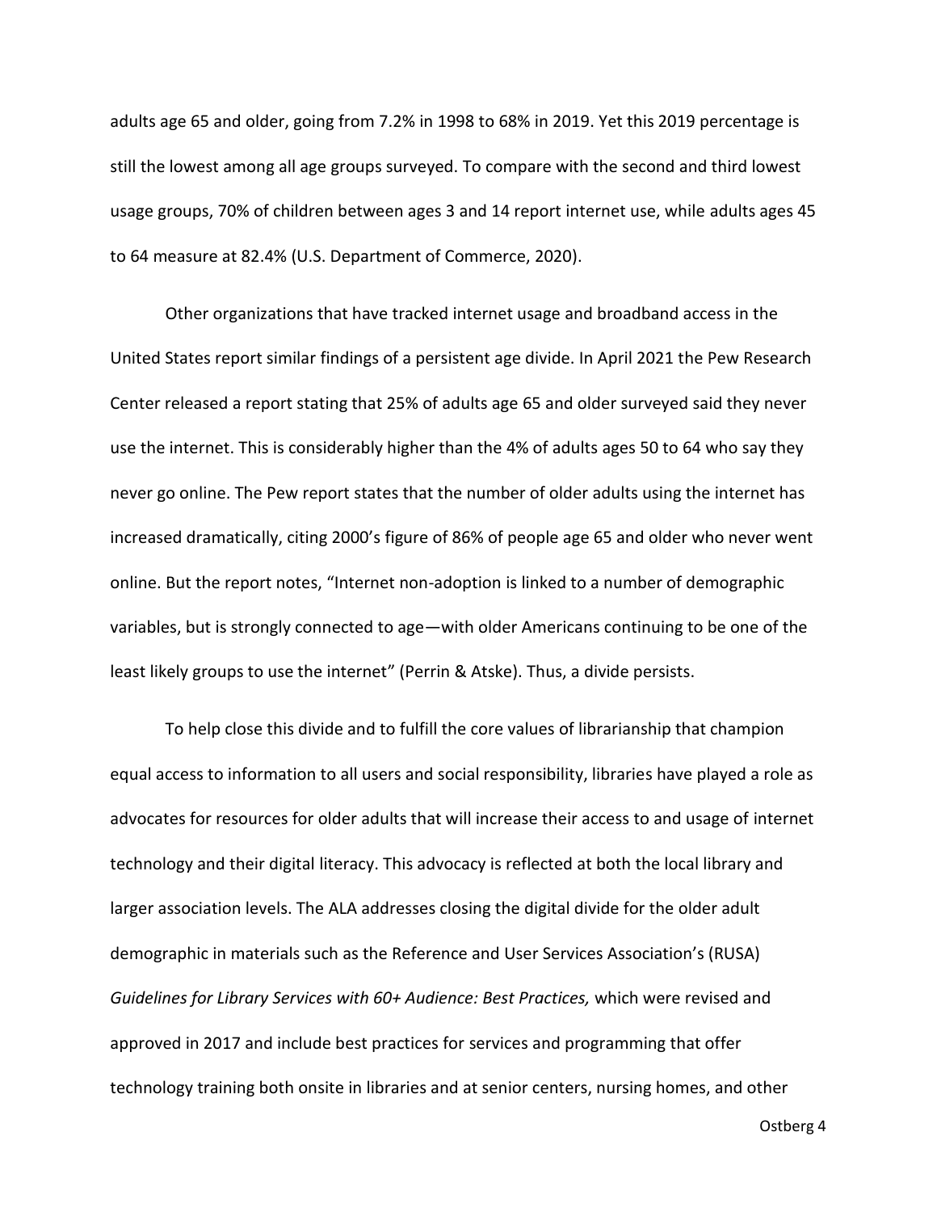adults age 65 and older, going from 7.2% in 1998 to 68% in 2019. Yet this 2019 percentage is still the lowest among all age groups surveyed. To compare with the second and third lowest usage groups, 70% of children between ages 3 and 14 report internet use, while adults ages 45 to 64 measure at 82.4% (U.S. Department of Commerce, 2020).

Other organizations that have tracked internet usage and broadband access in the United States report similar findings of a persistent age divide. In April 2021 the Pew Research Center released a report stating that 25% of adults age 65 and older surveyed said they never use the internet. This is considerably higher than the 4% of adults ages 50 to 64 who say they never go online. The Pew report states that the number of older adults using the internet has increased dramatically, citing 2000's figure of 86% of people age 65 and older who never went online. But the report notes, "Internet non-adoption is linked to a number of demographic variables, but is strongly connected to age—with older Americans continuing to be one of the least likely groups to use the internet" (Perrin & Atske). Thus, a divide persists.

To help close this divide and to fulfill the core values of librarianship that champion equal access to information to all users and social responsibility, libraries have played a role as advocates for resources for older adults that will increase their access to and usage of internet technology and their digital literacy. This advocacy is reflected at both the local library and larger association levels. The ALA addresses closing the digital divide for the older adult demographic in materials such as the Reference and User Services Association's (RUSA) *Guidelines for Library Services with 60+ Audience: Best Practices,* which were revised and approved in 2017 and include best practices for services and programming that offer technology training both onsite in libraries and at senior centers, nursing homes, and other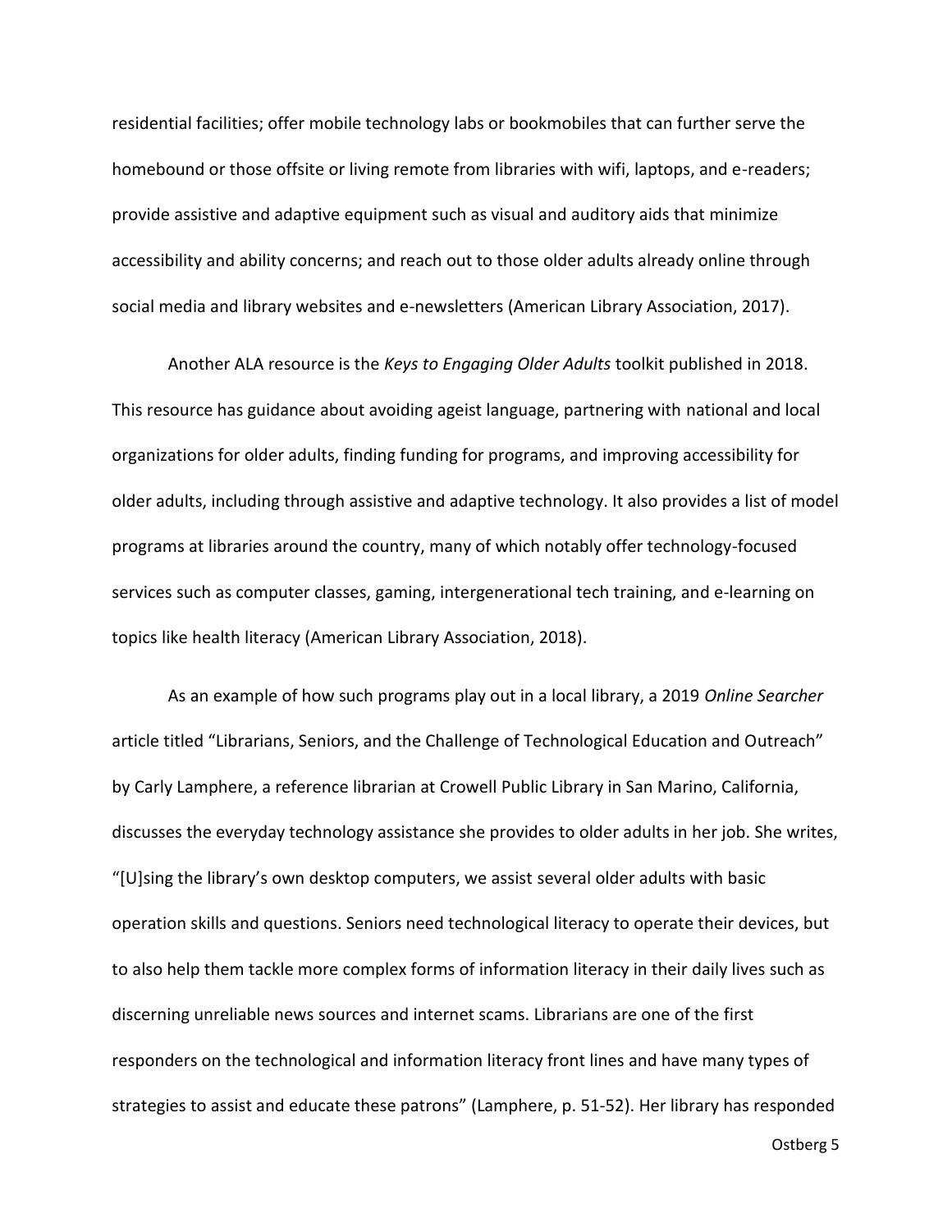residential facilities; offer mobile technology labs or bookmobiles that can further serve the homebound or those offsite or living remote from libraries with wifi, laptops, and e-readers; provide assistive and adaptive equipment such as visual and auditory aids that minimize accessibility and ability concerns; and reach out to those older adults already online through social media and library websites and e-newsletters (American Library Association, 2017).

Another ALA resource is the *Keys to Engaging Older Adults* toolkit published in 2018. This resource has guidance about avoiding ageist language, partnering with national and local organizations for older adults, finding funding for programs, and improving accessibility for older adults, including through assistive and adaptive technology. It also provides a list of model programs at libraries around the country, many of which notably offer technology-focused services such as computer classes, gaming, intergenerational tech training, and e-learning on topics like health literacy (American Library Association, 2018).

As an example of how such programs play out in a local library, a 2019 *Online Searcher* article titled "Librarians, Seniors, and the Challenge of Technological Education and Outreach" by Carly Lamphere, a reference librarian at Crowell Public Library in San Marino, California, discusses the everyday technology assistance she provides to older adults in her job. She writes, "[U]sing the library's own desktop computers, we assist several older adults with basic operation skills and questions. Seniors need technological literacy to operate their devices, but to also help them tackle more complex forms of information literacy in their daily lives such as discerning unreliable news sources and internet scams. Librarians are one of the first responders on the technological and information literacy front lines and have many types of strategies to assist and educate these patrons" (Lamphere, p. 51-52). Her library has responded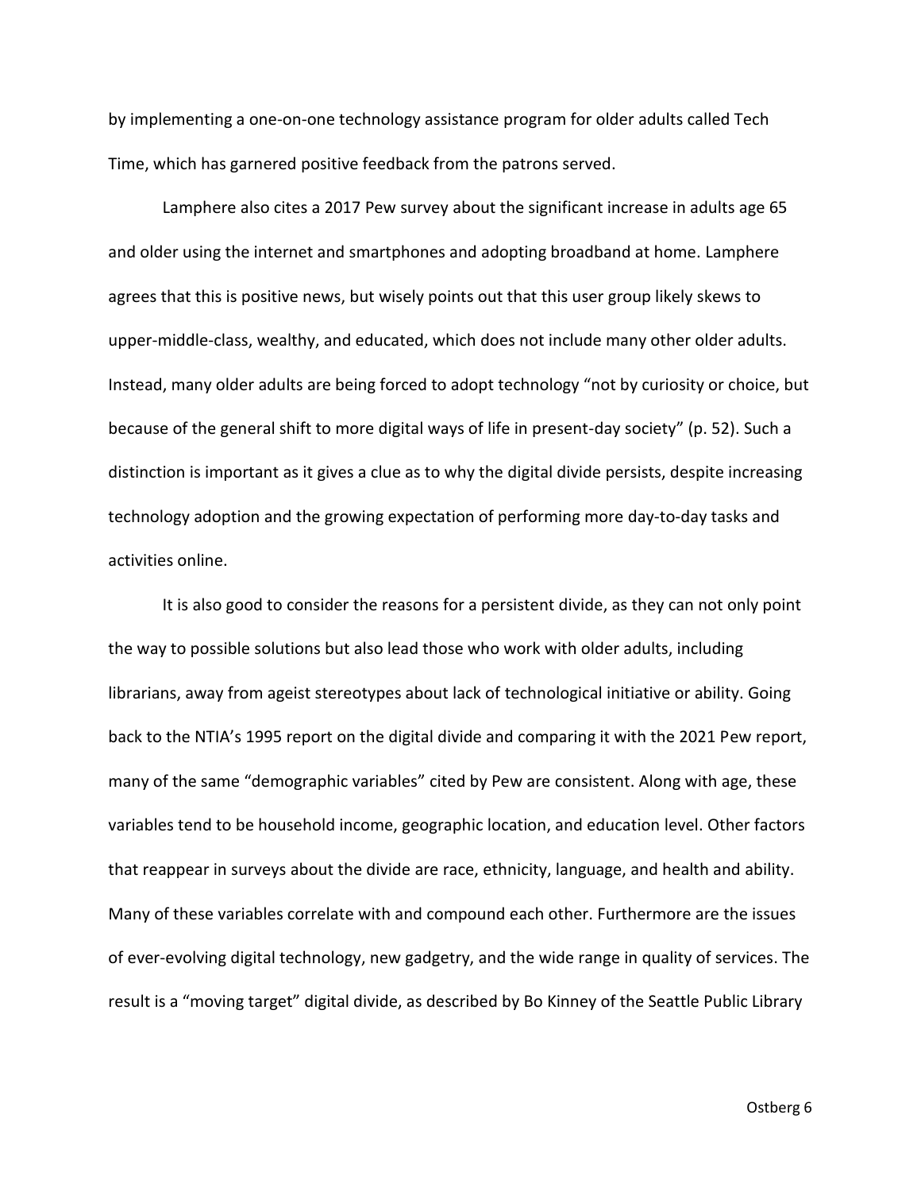by implementing a one-on-one technology assistance program for older adults called Tech Time, which has garnered positive feedback from the patrons served.

Lamphere also cites a 2017 Pew survey about the significant increase in adults age 65 and older using the internet and smartphones and adopting broadband at home. Lamphere agrees that this is positive news, but wisely points out that this user group likely skews to upper-middle-class, wealthy, and educated, which does not include many other older adults. Instead, many older adults are being forced to adopt technology "not by curiosity or choice, but because of the general shift to more digital ways of life in present-day society" (p. 52). Such a distinction is important as it gives a clue as to why the digital divide persists, despite increasing technology adoption and the growing expectation of performing more day-to-day tasks and activities online.

It is also good to consider the reasons for a persistent divide, as they can not only point the way to possible solutions but also lead those who work with older adults, including librarians, away from ageist stereotypes about lack of technological initiative or ability. Going back to the NTIA's 1995 report on the digital divide and comparing it with the 2021 Pew report, many of the same "demographic variables" cited by Pew are consistent. Along with age, these variables tend to be household income, geographic location, and education level. Other factors that reappear in surveys about the divide are race, ethnicity, language, and health and ability. Many of these variables correlate with and compound each other. Furthermore are the issues of ever-evolving digital technology, new gadgetry, and the wide range in quality of services. The result is a "moving target" digital divide, as described by Bo Kinney of the Seattle Public Library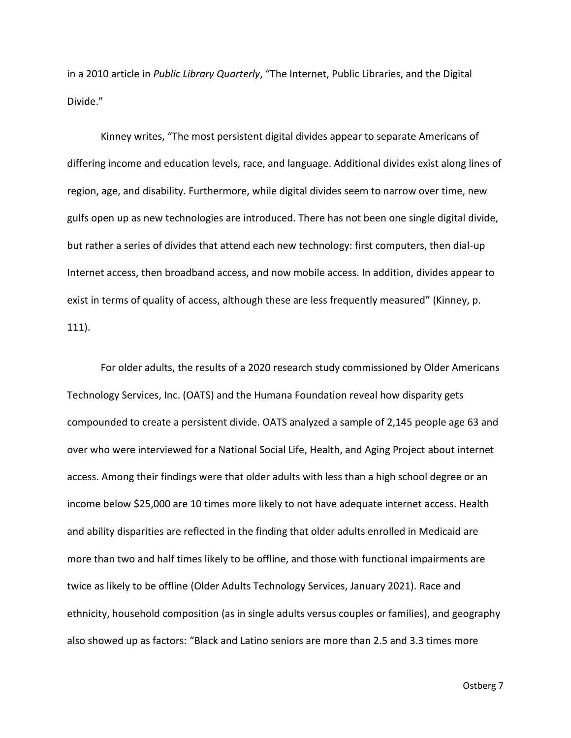in a 2010 article in *Public Library Quarterly*, "The Internet, Public Libraries, and the Digital Divide."

Kinney writes, "The most persistent digital divides appear to separate Americans of differing income and education levels, race, and language. Additional divides exist along lines of region, age, and disability. Furthermore, while digital divides seem to narrow over time, new gulfs open up as new technologies are introduced. There has not been one single digital divide, but rather a series of divides that attend each new technology: first computers, then dial-up Internet access, then broadband access, and now mobile access. In addition, divides appear to exist in terms of quality of access, although these are less frequently measured" (Kinney, p. 111).

For older adults, the results of a 2020 research study commissioned by Older Americans Technology Services, Inc. (OATS) and the Humana Foundation reveal how disparity gets compounded to create a persistent divide. OATS analyzed a sample of 2,145 people age 63 and over who were interviewed for a National Social Life, Health, and Aging Project about internet access. Among their findings were that older adults with less than a high school degree or an income below $25,000 are 10 times more likely to not have adequate internet access. Health and ability disparities are reflected in the finding that older adults enrolled in Medicaid are more than two and half times likely to be offline, and those with functional impairments are twice as likely to be offline (Older Adults Technology Services, January 2021). Race and ethnicity, household composition (as in single adults versus couples or families), and geography also showed up as factors: "Black and Latino seniors are more than 2.5 and 3.3 times more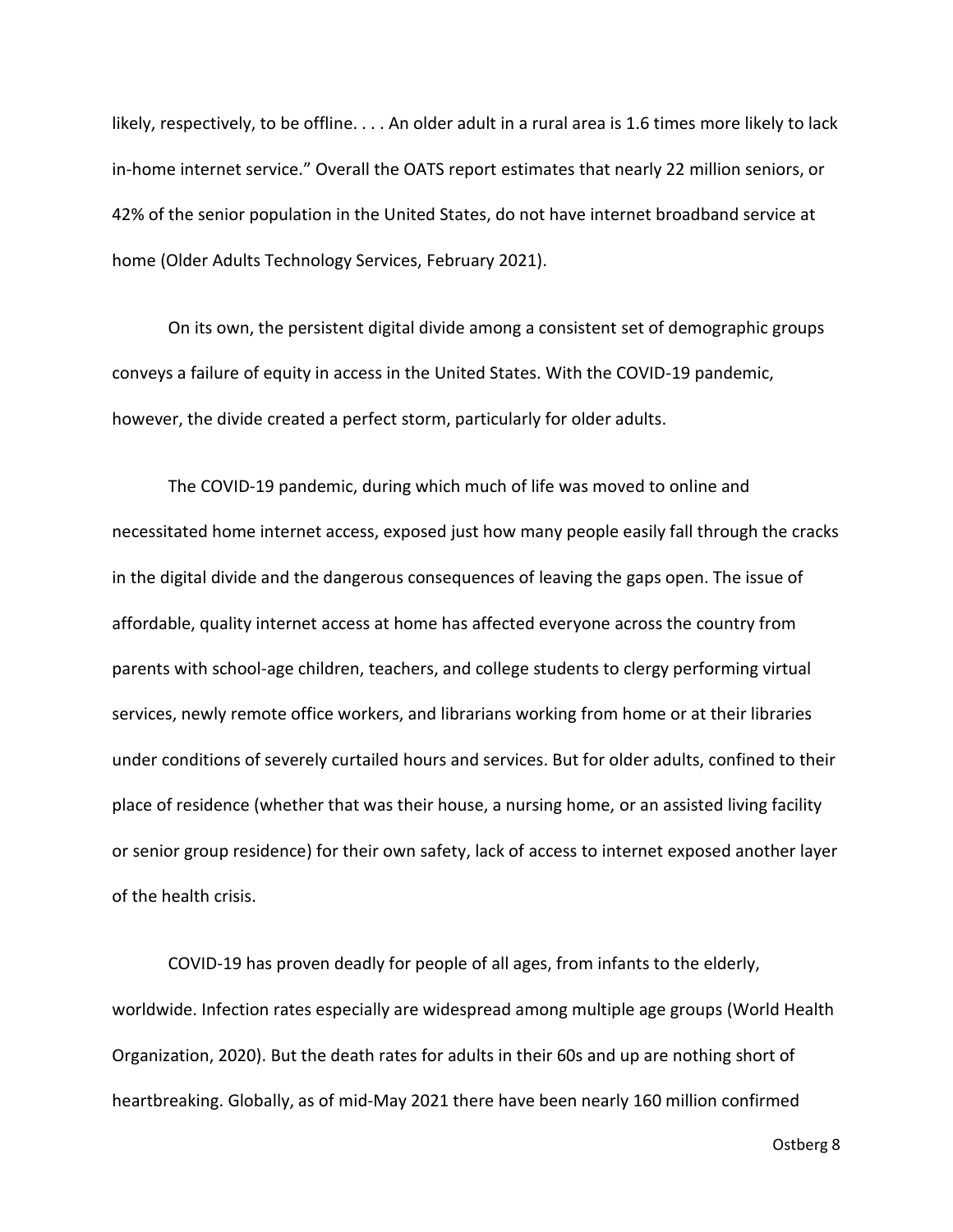likely, respectively, to be offline. . . . An older adult in a rural area is 1.6 times more likely to lack in-home internet service." Overall the OATS report estimates that nearly 22 million seniors, or 42% of the senior population in the United States, do not have internet broadband service at home (Older Adults Technology Services, February 2021).

On its own, the persistent digital divide among a consistent set of demographic groups conveys a failure of equity in access in the United States. With the COVID-19 pandemic, however, the divide created a perfect storm, particularly for older adults.

The COVID-19 pandemic, during which much of life was moved to online and necessitated home internet access, exposed just how many people easily fall through the cracks in the digital divide and the dangerous consequences of leaving the gaps open. The issue of affordable, quality internet access at home has affected everyone across the country from parents with school-age children, teachers, and college students to clergy performing virtual services, newly remote office workers, and librarians working from home or at their libraries under conditions of severely curtailed hours and services. But for older adults, confined to their place of residence (whether that was their house, a nursing home, or an assisted living facility or senior group residence) for their own safety, lack of access to internet exposed another layer of the health crisis.

COVID-19 has proven deadly for people of all ages, from infants to the elderly, worldwide. Infection rates especially are widespread among multiple age groups (World Health Organization, 2020). But the death rates for adults in their 60s and up are nothing short of heartbreaking. Globally, as of mid-May 2021 there have been nearly 160 million confirmed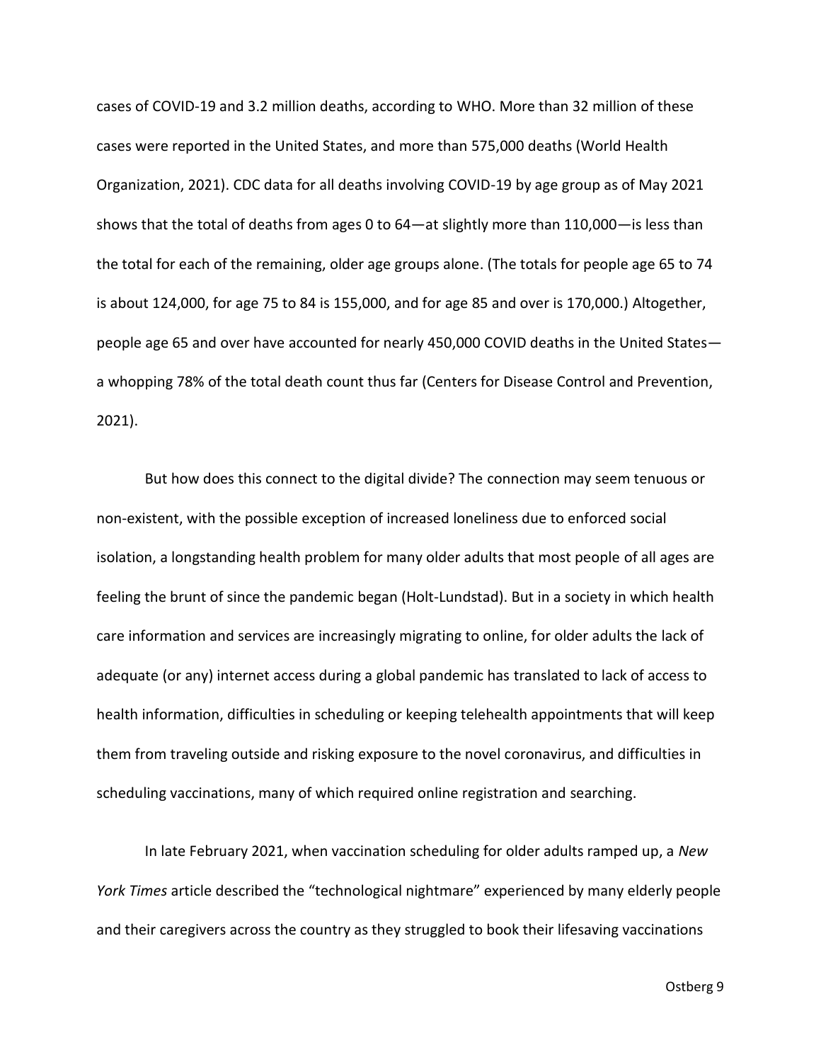cases of COVID-19 and 3.2 million deaths, according to WHO. More than 32 million of these cases were reported in the United States, and more than 575,000 deaths (World Health Organization, 2021). CDC data for all deaths involving COVID-19 by age group as of May 2021 shows that the total of deaths from ages 0 to 64—at slightly more than 110,000—is less than the total for each of the remaining, older age groups alone. (The totals for people age 65 to 74 is about 124,000, for age 75 to 84 is 155,000, and for age 85 and over is 170,000.) Altogether, people age 65 and over have accounted for nearly 450,000 COVID deaths in the United States—a whopping 78% of the total death count thus far (Centers for Disease Control and Prevention, 2021).

But how does this connect to the digital divide? The connection may seem tenuous or non-existent, with the possible exception of increased loneliness due to enforced social isolation, a longstanding health problem for many older adults that most people of all ages are feeling the brunt of since the pandemic began (Holt-Lundstad). But in a society in which health care information and services are increasingly migrating to online, for older adults the lack of adequate (or any) internet access during a global pandemic has translated to lack of access to health information, difficulties in scheduling or keeping telehealth appointments that will keep them from traveling outside and risking exposure to the novel coronavirus, and difficulties in scheduling vaccinations, many of which required online registration and searching.

In late February 2021, when vaccination scheduling for older adults ramped up, a *New York Times* article described the "technological nightmare" experienced by many elderly people and their caregivers across the country as they struggled to book their lifesaving vaccinations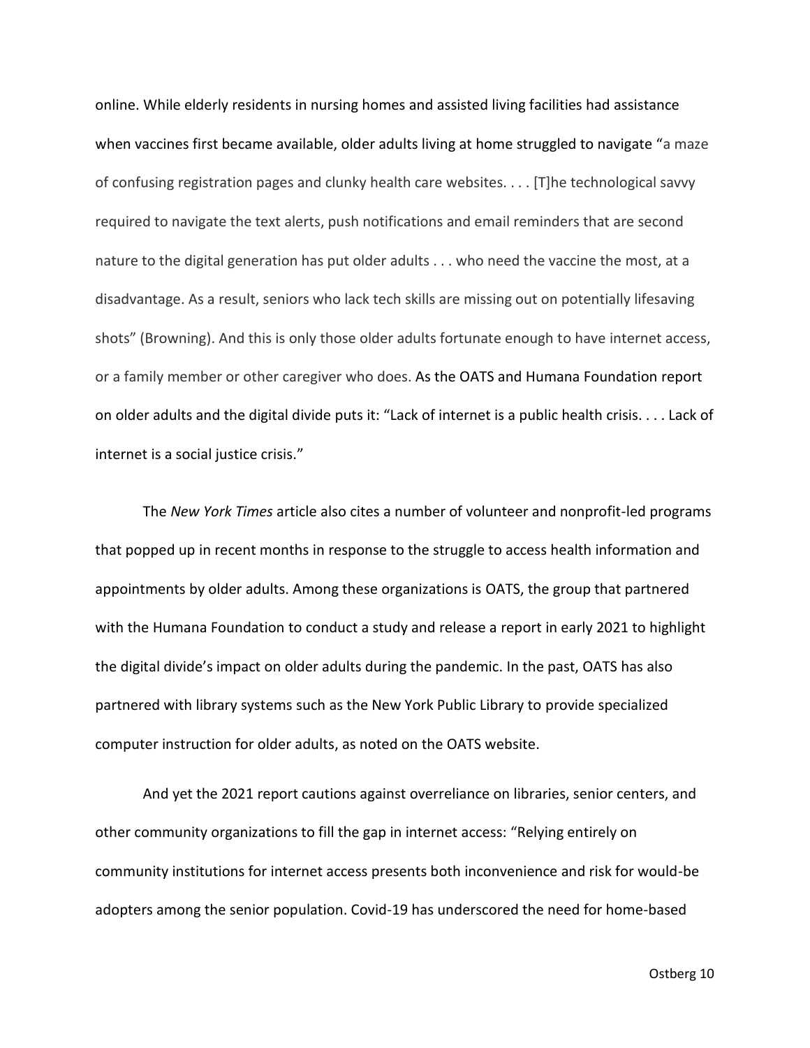online. While elderly residents in nursing homes and assisted living facilities had assistance when vaccines first became available, older adults living at home struggled to navigate "a maze of confusing registration pages and clunky health care websites. . . . [T]he technological savvy required to navigate the text alerts, push notifications and email reminders that are second nature to the digital generation has put older adults . . . who need the vaccine the most, at a disadvantage. As a result, seniors who lack tech skills are missing out on potentially lifesaving shots" (Browning). And this is only those older adults fortunate enough to have internet access, or a family member or other caregiver who does. As the OATS and Humana Foundation report on older adults and the digital divide puts it: "Lack of internet is a public health crisis. . . . Lack of internet is a social justice crisis."

The *New York Times* article also cites a number of volunteer and nonprofit-led programs that popped up in recent months in response to the struggle to access health information and appointments by older adults. Among these organizations is OATS, the group that partnered with the Humana Foundation to conduct a study and release a report in early 2021 to highlight the digital divide's impact on older adults during the pandemic. In the past, OATS has also partnered with library systems such as the New York Public Library to provide specialized computer instruction for older adults, as noted on the OATS website.

And yet the 2021 report cautions against overreliance on libraries, senior centers, and other community organizations to fill the gap in internet access: "Relying entirely on community institutions for internet access presents both inconvenience and risk for would-be adopters among the senior population. Covid-19 has underscored the need for home-based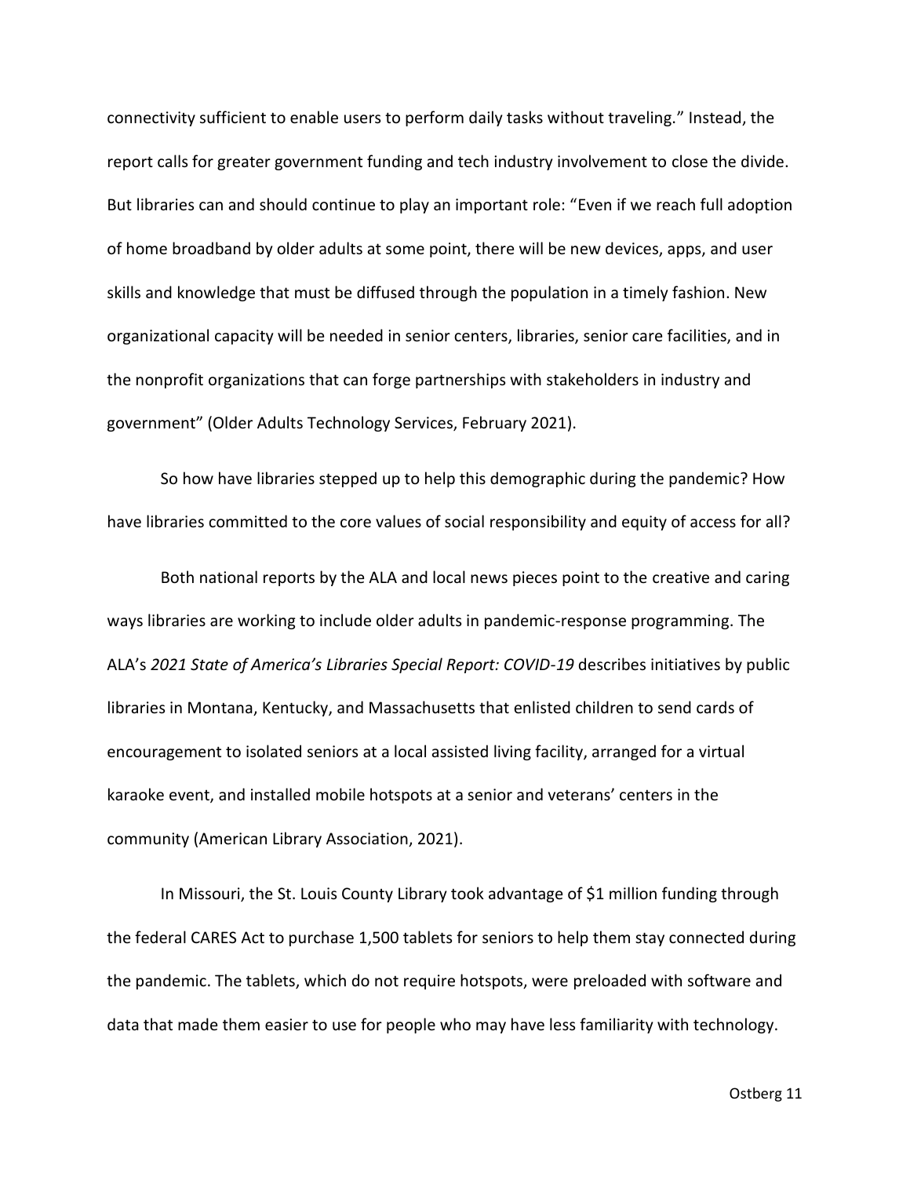connectivity sufficient to enable users to perform daily tasks without traveling." Instead, the report calls for greater government funding and tech industry involvement to close the divide. But libraries can and should continue to play an important role: "Even if we reach full adoption of home broadband by older adults at some point, there will be new devices, apps, and user skills and knowledge that must be diffused through the population in a timely fashion. New organizational capacity will be needed in senior centers, libraries, senior care facilities, and in the nonprofit organizations that can forge partnerships with stakeholders in industry and government" (Older Adults Technology Services, February 2021).

So how have libraries stepped up to help this demographic during the pandemic? How have libraries committed to the core values of social responsibility and equity of access for all?

Both national reports by the ALA and local news pieces point to the creative and caring ways libraries are working to include older adults in pandemic-response programming. The ALA's *2021 State of America's Libraries Special Report: COVID-19* describes initiatives by public libraries in Montana, Kentucky, and Massachusetts that enlisted children to send cards of encouragement to isolated seniors at a local assisted living facility, arranged for a virtual karaoke event, and installed mobile hotspots at a senior and veterans' centers in the community (American Library Association, 2021).

In Missouri, the St. Louis County Library took advantage of $1 million funding through the federal CARES Act to purchase 1,500 tablets for seniors to help them stay connected during the pandemic. The tablets, which do not require hotspots, were preloaded with software and data that made them easier to use for people who may have less familiarity with technology.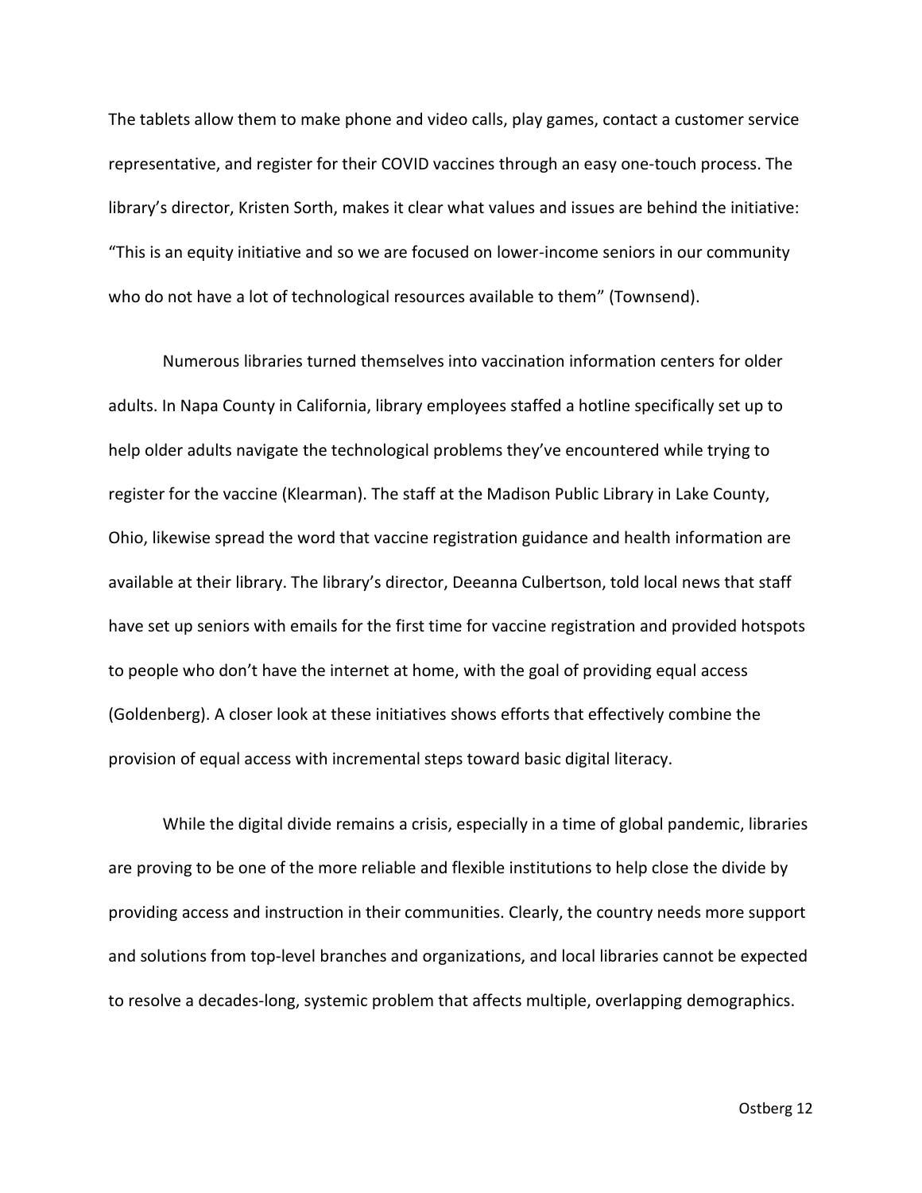The tablets allow them to make phone and video calls, play games, contact a customer service representative, and register for their COVID vaccines through an easy one-touch process. The library's director, Kristen Sorth, makes it clear what values and issues are behind the initiative: "This is an equity initiative and so we are focused on lower-income seniors in our community who do not have a lot of technological resources available to them" (Townsend).

Numerous libraries turned themselves into vaccination information centers for older adults. In Napa County in California, library employees staffed a hotline specifically set up to help older adults navigate the technological problems they've encountered while trying to register for the vaccine (Klearman). The staff at the Madison Public Library in Lake County, Ohio, likewise spread the word that vaccine registration guidance and health information are available at their library. The library's director, Deeanna Culbertson, told local news that staff have set up seniors with emails for the first time for vaccine registration and provided hotspots to people who don't have the internet at home, with the goal of providing equal access (Goldenberg). A closer look at these initiatives shows efforts that effectively combine the provision of equal access with incremental steps toward basic digital literacy.

While the digital divide remains a crisis, especially in a time of global pandemic, libraries are proving to be one of the more reliable and flexible institutions to help close the divide by providing access and instruction in their communities. Clearly, the country needs more support and solutions from top-level branches and organizations, and local libraries cannot be expected to resolve a decades-long, systemic problem that affects multiple, overlapping demographics.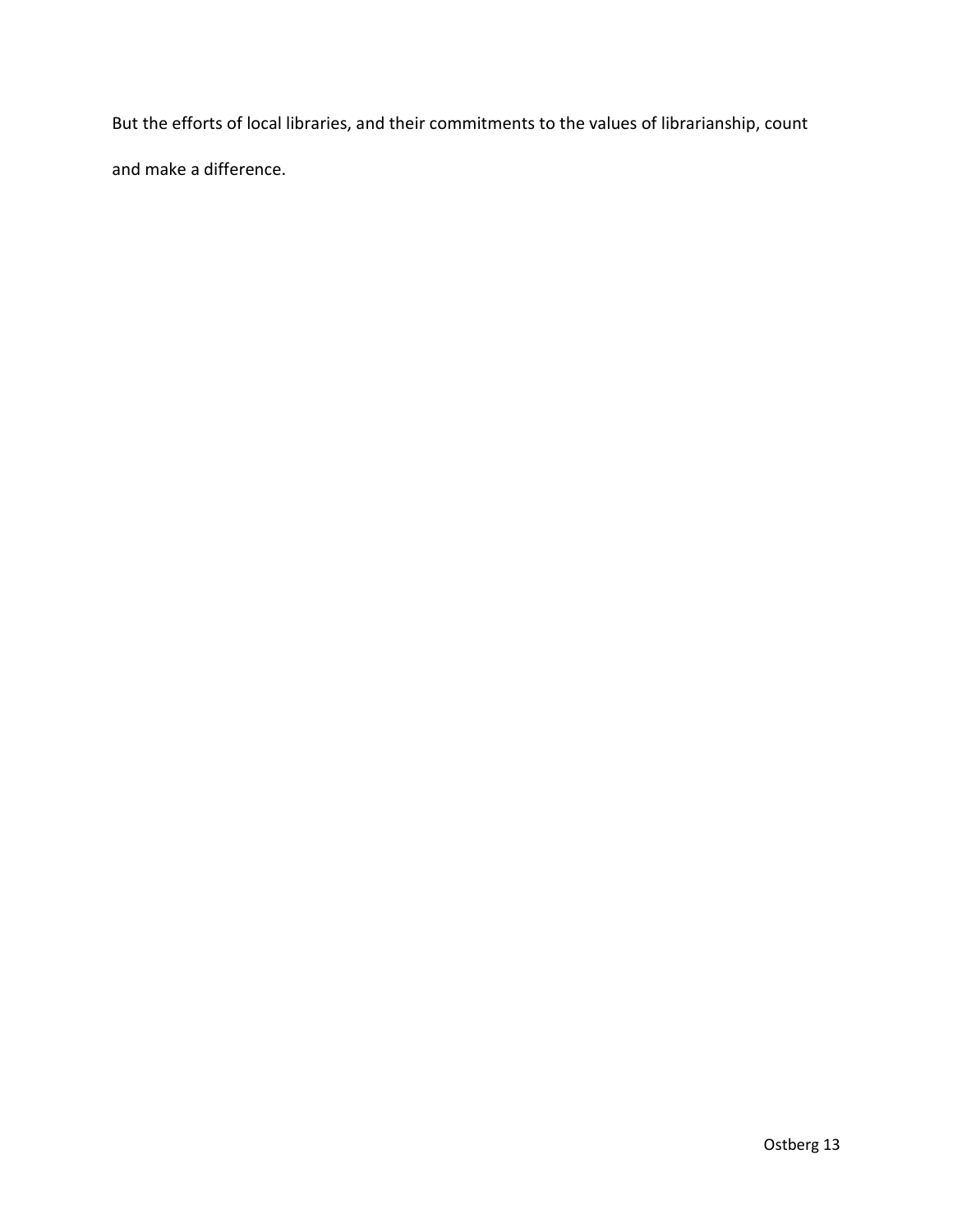But the efforts of local libraries, and their commitments to the values of librarianship, count and make a difference.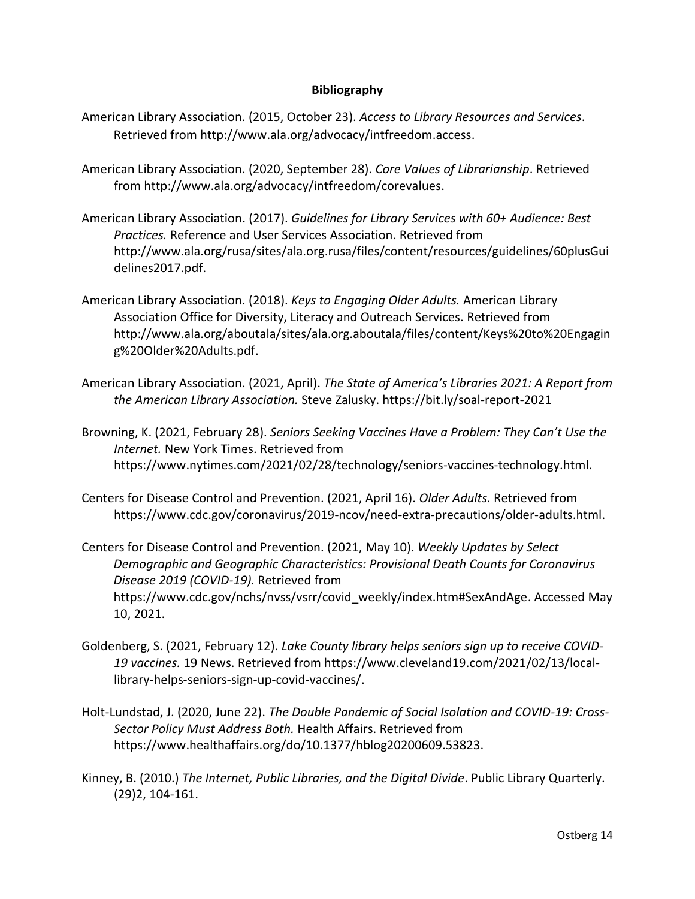**Bibliography**

American Library Association. (2015, October 23). *Access to Library Resources and Services*. Retrieved from http://www.ala.org/advocacy/intfreedom.access.

American Library Association. (2020, September 28). *Core Values of Librarianship*. Retrieved from http://www.ala.org/advocacy/intfreedom/corevalues.

American Library Association. (2017). *Guidelines for Library Services with 60+ Audience: Best Practices.* Reference and User Services Association. Retrieved from http://www.ala.org/rusa/sites/ala.org.rusa/files/content/resources/guidelines/60plusGuidelines2017.pdf.

American Library Association. (2018). *Keys to Engaging Older Adults.* American Library Association Office for Diversity, Literacy and Outreach Services. Retrieved from http://www.ala.org/aboutala/sites/ala.org.aboutala/files/content/Keys%20to%20Engaging%20Older%20Adults.pdf.

American Library Association. (2021, April). *The State of America's Libraries 2021: A Report from the American Library Association.* Steve Zalusky. https://bit.ly/soal-report-2021

Browning, K. (2021, February 28). *Seniors Seeking Vaccines Have a Problem: They Can't Use the Internet.* New York Times. Retrieved from https://www.nytimes.com/2021/02/28/technology/seniors-vaccines-technology.html.

Centers for Disease Control and Prevention. (2021, April 16). *Older Adults.* Retrieved from https://www.cdc.gov/coronavirus/2019-ncov/need-extra-precautions/older-adults.html.

Centers for Disease Control and Prevention. (2021, May 10). *Weekly Updates by Select Demographic and Geographic Characteristics: Provisional Death Counts for Coronavirus Disease 2019 (COVID-19).* Retrieved from https://www.cdc.gov/nchs/nvss/vsrr/covid_weekly/index.htm#SexAndAge. Accessed May 10, 2021.

Goldenberg, S. (2021, February 12). *Lake County library helps seniors sign up to receive COVID-19 vaccines.* 19 News. Retrieved from https://www.cleveland19.com/2021/02/13/local-library-helps-seniors-sign-up-covid-vaccines/.

Holt-Lundstad, J. (2020, June 22). *The Double Pandemic of Social Isolation and COVID-19: Cross-Sector Policy Must Address Both.* Health Affairs. Retrieved from https://www.healthaffairs.org/do/10.1377/hblog20200609.53823.

Kinney, B. (2010.) *The Internet, Public Libraries, and the Digital Divide*. Public Library Quarterly. (29)2, 104-161.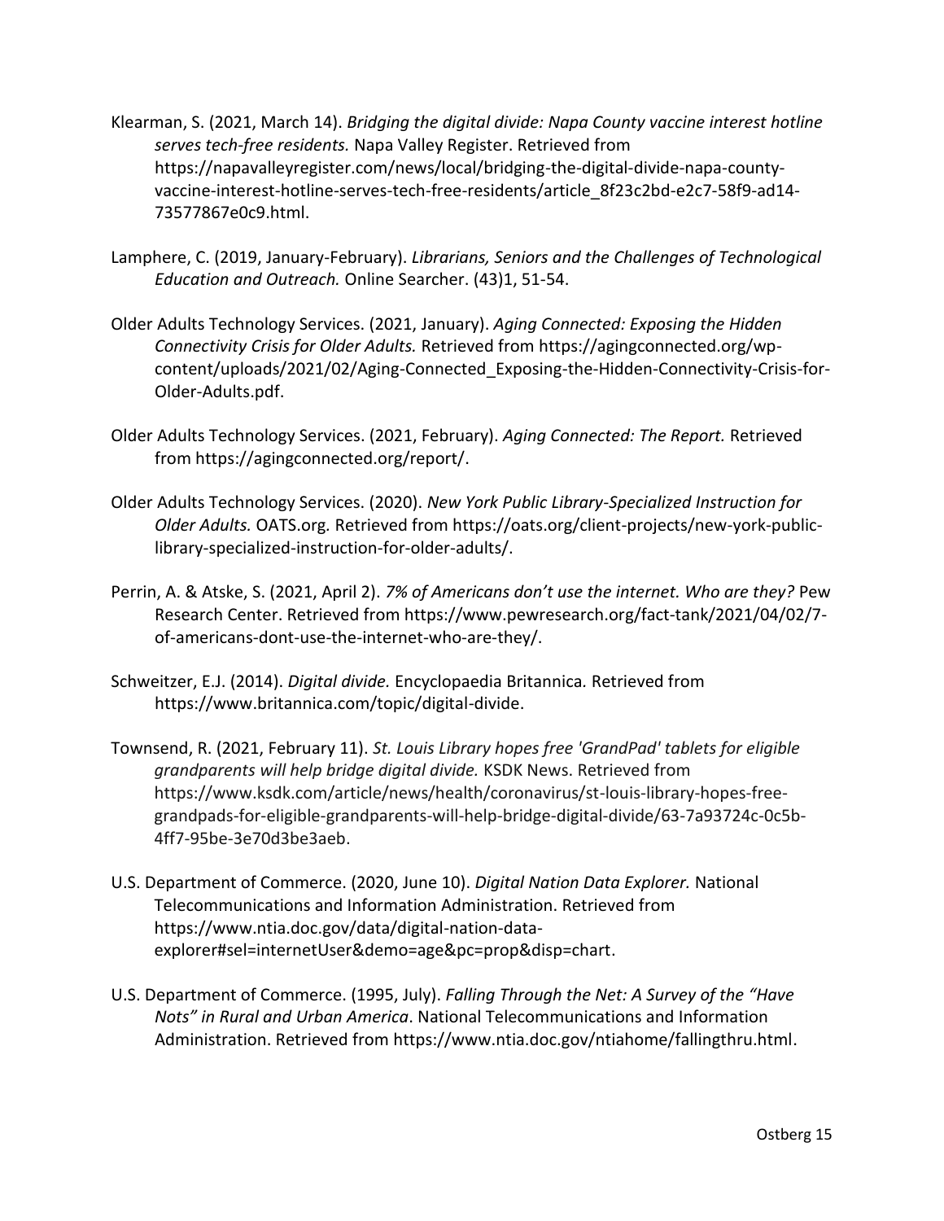Klearman, S. (2021, March 14). *Bridging the digital divide: Napa County vaccine interest hotline serves tech-free residents.* Napa Valley Register. Retrieved from https://napavalleyregister.com/news/local/bridging-the-digital-divide-napa-county-vaccine-interest-hotline-serves-tech-free-residents/article_8f23c2bd-e2c7-58f9-ad14-73577867e0c9.html.

Lamphere, C. (2019, January-February). *Librarians, Seniors and the Challenges of Technological Education and Outreach.* Online Searcher. (43)1, 51-54.

Older Adults Technology Services. (2021, January). *Aging Connected: Exposing the Hidden Connectivity Crisis for Older Adults.* Retrieved from https://agingconnected.org/wp-content/uploads/2021/02/Aging-Connected_Exposing-the-Hidden-Connectivity-Crisis-for-Older-Adults.pdf.

Older Adults Technology Services. (2021, February). *Aging Connected: The Report.* Retrieved from https://agingconnected.org/report/.

Older Adults Technology Services. (2020). *New York Public Library-Specialized Instruction for Older Adults.* OATS.org. Retrieved from https://oats.org/client-projects/new-york-public-library-specialized-instruction-for-older-adults/.

Perrin, A. & Atske, S. (2021, April 2). *7% of Americans don't use the internet. Who are they?* Pew Research Center. Retrieved from https://www.pewresearch.org/fact-tank/2021/04/02/7-of-americans-dont-use-the-internet-who-are-they/.

Schweitzer, E.J. (2014). *Digital divide.* Encyclopaedia Britannica. Retrieved from https://www.britannica.com/topic/digital-divide.

Townsend, R. (2021, February 11). *St. Louis Library hopes free 'GrandPad' tablets for eligible grandparents will help bridge digital divide.* KSDK News. Retrieved from https://www.ksdk.com/article/news/health/coronavirus/st-louis-library-hopes-free-grandpads-for-eligible-grandparents-will-help-bridge-digital-divide/63-7a93724c-0c5b-4ff7-95be-3e70d3be3aeb.

U.S. Department of Commerce. (2020, June 10). *Digital Nation Data Explorer.* National Telecommunications and Information Administration. Retrieved from https://www.ntia.doc.gov/data/digital-nation-data-explorer#sel=internetUser&demo=age&pc=prop&disp=chart.

U.S. Department of Commerce. (1995, July). *Falling Through the Net: A Survey of the "Have Nots" in Rural and Urban America*. National Telecommunications and Information Administration. Retrieved from https://www.ntia.doc.gov/ntiahome/fallingthru.html.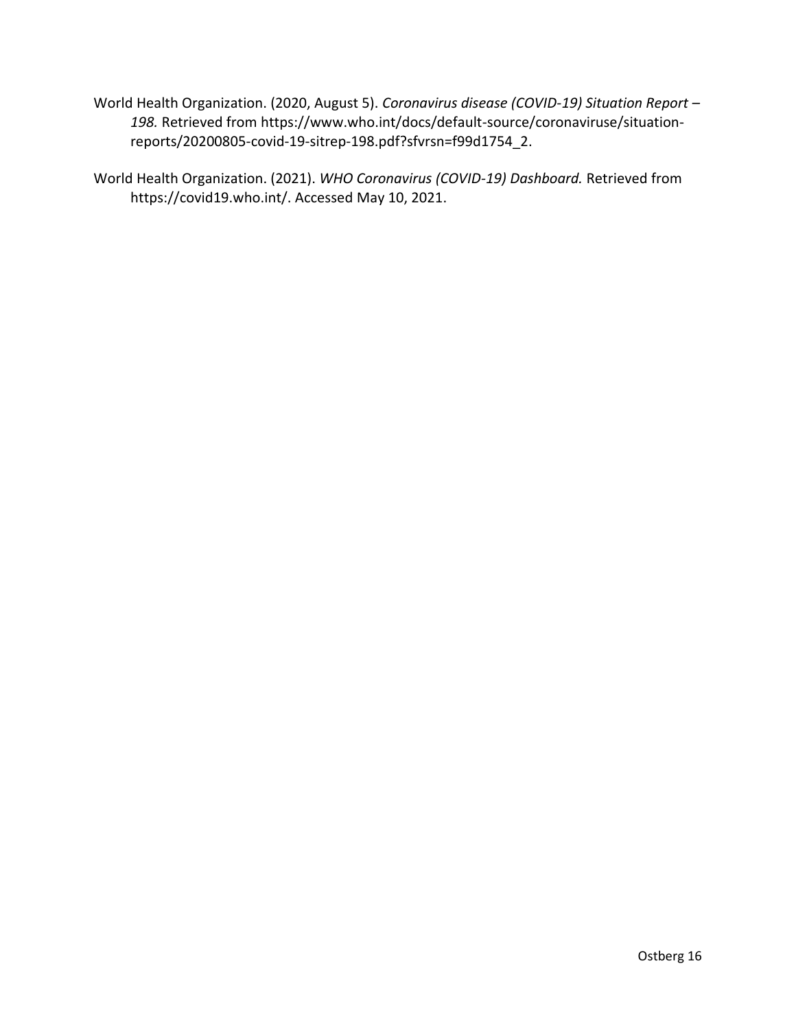World Health Organization. (2020, August 5). *Coronavirus disease (COVID-19) Situation Report – 198.* Retrieved from https://www.who.int/docs/default-source/coronaviruse/situation-reports/20200805-covid-19-sitrep-198.pdf?sfvrsn=f99d1754_2.

World Health Organization. (2021). *WHO Coronavirus (COVID-19) Dashboard.* Retrieved from https://covid19.who.int/. Accessed May 10, 2021.